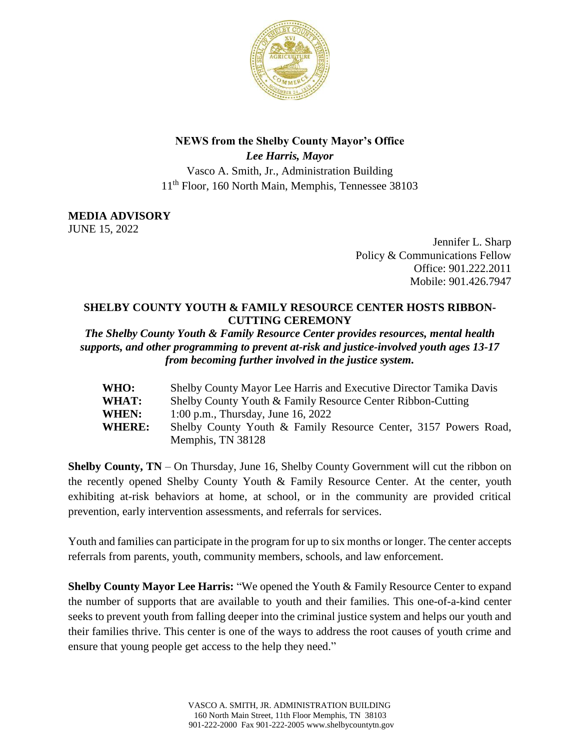**NEWS from the Shelby County Mayor's Office**
***Lee Harris, Mayor***
Vasco A. Smith, Jr., Administration Building
11th Floor, 160 North Main, Memphis, Tennessee 38103

**MEDIA ADVISORY**
JUNE 15, 2022

Jennifer L. Sharp
Policy & Communications Fellow
Office: 901.222.2011
Mobile: 901.426.7947

## SHELBY COUNTY YOUTH & FAMILY RESOURCE CENTER HOSTS RIBBON-CUTTING CEREMONY

***The Shelby County Youth & Family Resource Center provides resources, mental health supports, and other programming to prevent at-risk and justice-involved youth ages 13-17 from becoming further involved in the justice system.***

| | |
|---|---|
| **WHO:** | Shelby County Mayor Lee Harris and Executive Director Tamika Davis |
| **WHAT:** | Shelby County Youth & Family Resource Center Ribbon-Cutting |
| **WHEN:** | 1:00 p.m., Thursday, June 16, 2022 |
| **WHERE:** | Shelby County Youth & Family Resource Center, 3157 Powers Road, Memphis, TN 38128 |

**Shelby County, TN** – On Thursday, June 16, Shelby County Government will cut the ribbon on the recently opened Shelby County Youth & Family Resource Center. At the center, youth exhibiting at-risk behaviors at home, at school, or in the community are provided critical prevention, early intervention assessments, and referrals for services.

Youth and families can participate in the program for up to six months or longer. The center accepts referrals from parents, youth, community members, schools, and law enforcement.

**Shelby County Mayor Lee Harris:** "We opened the Youth & Family Resource Center to expand the number of supports that are available to youth and their families. This one-of-a-kind center seeks to prevent youth from falling deeper into the criminal justice system and helps our youth and their families thrive. This center is one of the ways to address the root causes of youth crime and ensure that young people get access to the help they need."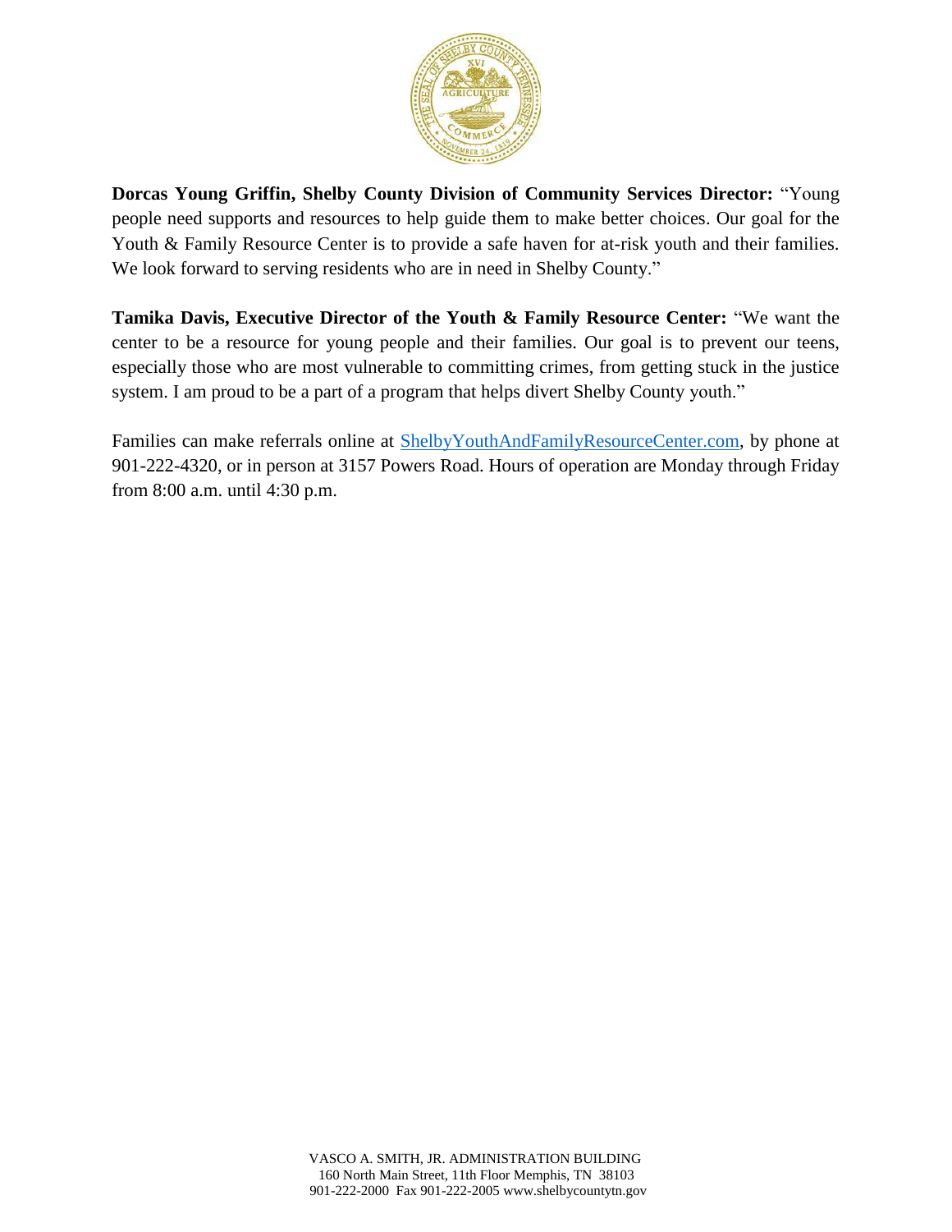**Dorcas Young Griffin, Shelby County Division of Community Services Director:** "Young people need supports and resources to help guide them to make better choices. Our goal for the Youth & Family Resource Center is to provide a safe haven for at-risk youth and their families. We look forward to serving residents who are in need in Shelby County."

**Tamika Davis, Executive Director of the Youth & Family Resource Center:** "We want the center to be a resource for young people and their families. Our goal is to prevent our teens, especially those who are most vulnerable to committing crimes, from getting stuck in the justice system. I am proud to be a part of a program that helps divert Shelby County youth."

Families can make referrals online at [ShelbyYouthAndFamilyResourceCenter.com](ShelbyYouthAndFamilyResourceCenter.com), by phone at 901-222-4320, or in person at 3157 Powers Road. Hours of operation are Monday through Friday from 8:00 a.m. until 4:30 p.m.